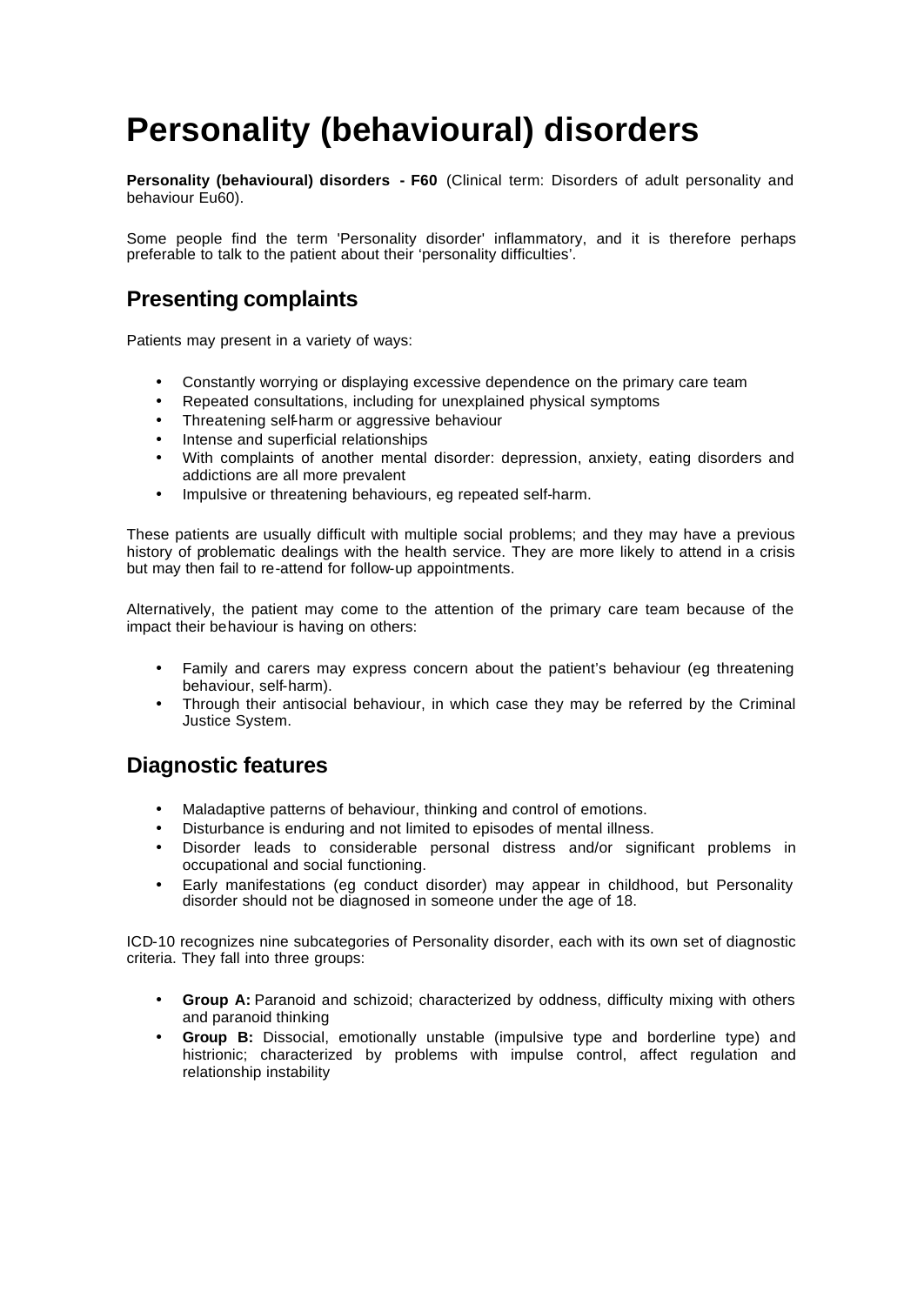# Personality (behavioural) disorders

**Personality (behavioural) disorders - F60** (Clinical term: Disorders of adult personality and behaviour Eu60).

Some people find the term 'Personality disorder' inflammatory, and it is therefore perhaps preferable to talk to the patient about their 'personality difficulties'.

## Presenting complaints

Patients may present in a variety of ways:

- Constantly worrying or displaying excessive dependence on the primary care team
- Repeated consultations, including for unexplained physical symptoms
- Threatening self-harm or aggressive behaviour
- Intense and superficial relationships
- With complaints of another mental disorder: depression, anxiety, eating disorders and addictions are all more prevalent
- Impulsive or threatening behaviours, eg repeated self-harm.

These patients are usually difficult with multiple social problems; and they may have a previous history of problematic dealings with the health service. They are more likely to attend in a crisis but may then fail to re-attend for follow-up appointments.

Alternatively, the patient may come to the attention of the primary care team because of the impact their behaviour is having on others:

- Family and carers may express concern about the patient's behaviour (eg threatening behaviour, self-harm).
- Through their antisocial behaviour, in which case they may be referred by the Criminal Justice System.

## Diagnostic features

- Maladaptive patterns of behaviour, thinking and control of emotions.
- Disturbance is enduring and not limited to episodes of mental illness.
- Disorder leads to considerable personal distress and/or significant problems in occupational and social functioning.
- Early manifestations (eg conduct disorder) may appear in childhood, but Personality disorder should not be diagnosed in someone under the age of 18.

ICD-10 recognizes nine subcategories of Personality disorder, each with its own set of diagnostic criteria. They fall into three groups:

- **Group A:** Paranoid and schizoid; characterized by oddness, difficulty mixing with others and paranoid thinking
- **Group B:** Dissocial, emotionally unstable (impulsive type and borderline type) and histrionic; characterized by problems with impulse control, affect regulation and relationship instability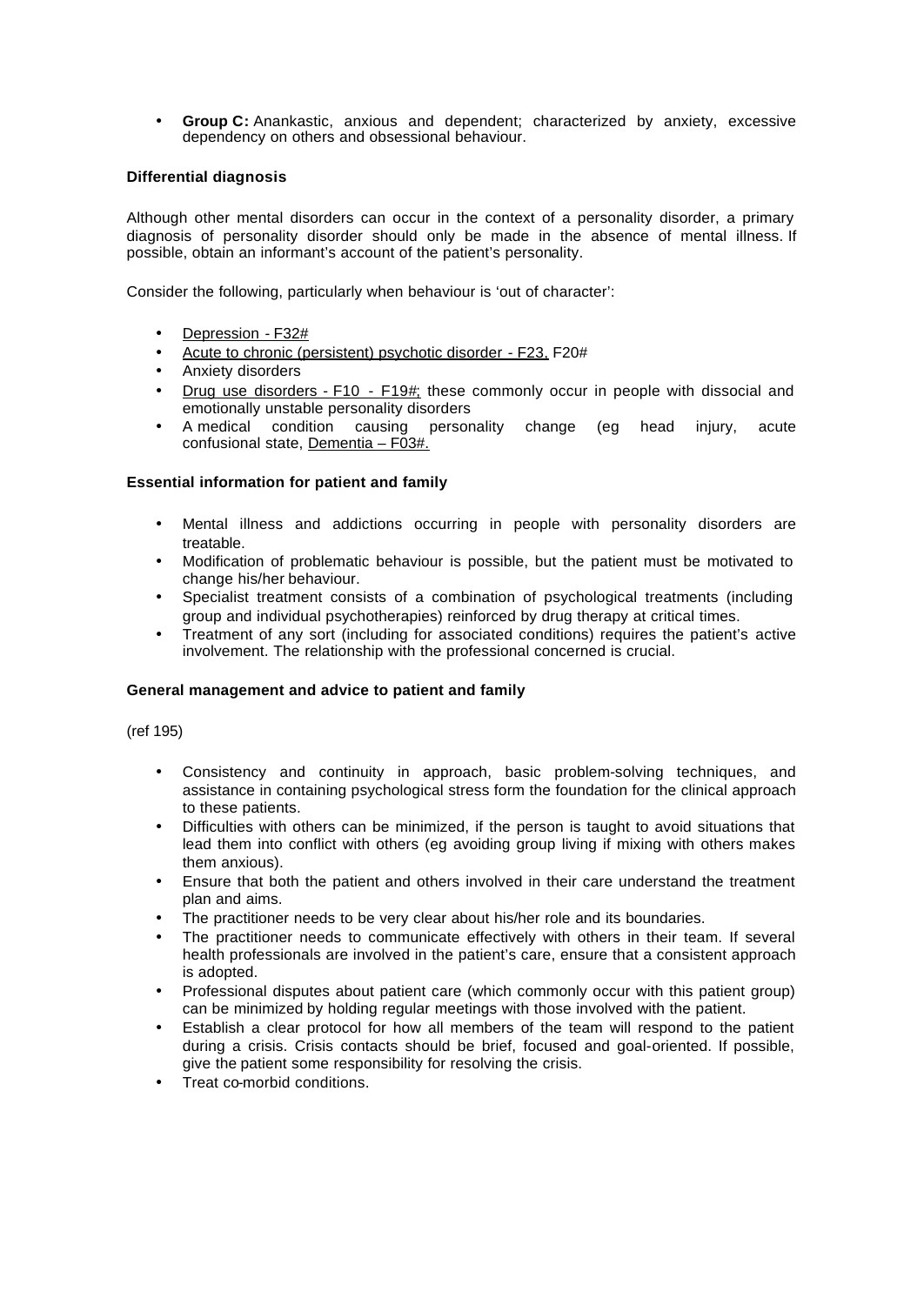- **Group C:** Anankastic, anxious and dependent; characterized by anxiety, excessive dependency on others and obsessional behaviour.

**Differential diagnosis**

Although other mental disorders can occur in the context of a personality disorder, a primary diagnosis of personality disorder should only be made in the absence of mental illness. If possible, obtain an informant's account of the patient's personality.

Consider the following, particularly when behaviour is 'out of character':

- Depression - F32#
- Acute to chronic (persistent) psychotic disorder - F23, F20#
- Anxiety disorders
- Drug use disorders - F10 - F19#; these commonly occur in people with dissocial and emotionally unstable personality disorders
- A medical condition causing personality change (eg head injury, acute confusional state, Dementia – F03#.

**Essential information for patient and family**

- Mental illness and addictions occurring in people with personality disorders are treatable.
- Modification of problematic behaviour is possible, but the patient must be motivated to change his/her behaviour.
- Specialist treatment consists of a combination of psychological treatments (including group and individual psychotherapies) reinforced by drug therapy at critical times.
- Treatment of any sort (including for associated conditions) requires the patient's active involvement. The relationship with the professional concerned is crucial.

**General management and advice to patient and family**

(ref 195)

- Consistency and continuity in approach, basic problem-solving techniques, and assistance in containing psychological stress form the foundation for the clinical approach to these patients.
- Difficulties with others can be minimized, if the person is taught to avoid situations that lead them into conflict with others (eg avoiding group living if mixing with others makes them anxious).
- Ensure that both the patient and others involved in their care understand the treatment plan and aims.
- The practitioner needs to be very clear about his/her role and its boundaries.
- The practitioner needs to communicate effectively with others in their team. If several health professionals are involved in the patient's care, ensure that a consistent approach is adopted.
- Professional disputes about patient care (which commonly occur with this patient group) can be minimized by holding regular meetings with those involved with the patient.
- Establish a clear protocol for how all members of the team will respond to the patient during a crisis. Crisis contacts should be brief, focused and goal-oriented. If possible, give the patient some responsibility for resolving the crisis.
- Treat co-morbid conditions.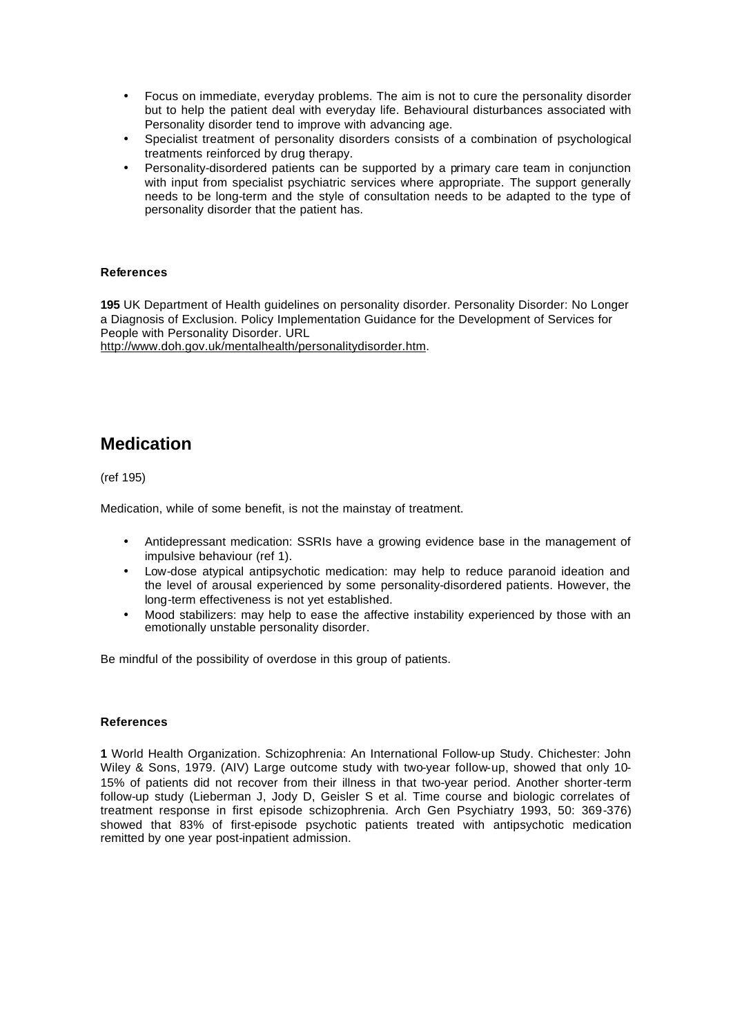- Focus on immediate, everyday problems. The aim is not to cure the personality disorder but to help the patient deal with everyday life. Behavioural disturbances associated with Personality disorder tend to improve with advancing age.
- Specialist treatment of personality disorders consists of a combination of psychological treatments reinforced by drug therapy.
- Personality-disordered patients can be supported by a primary care team in conjunction with input from specialist psychiatric services where appropriate. The support generally needs to be long-term and the style of consultation needs to be adapted to the type of personality disorder that the patient has.

#### References

**195** UK Department of Health guidelines on personality disorder. Personality Disorder: No Longer a Diagnosis of Exclusion. Policy Implementation Guidance for the Development of Services for People with Personality Disorder. URL http://www.doh.gov.uk/mentalhealth/personalitydisorder.htm.

## Medication

(ref 195)

Medication, while of some benefit, is not the mainstay of treatment.

- Antidepressant medication: SSRIs have a growing evidence base in the management of impulsive behaviour (ref 1).
- Low-dose atypical antipsychotic medication: may help to reduce paranoid ideation and the level of arousal experienced by some personality-disordered patients. However, the long-term effectiveness is not yet established.
- Mood stabilizers: may help to ease the affective instability experienced by those with an emotionally unstable personality disorder.

Be mindful of the possibility of overdose in this group of patients.

#### References

**1** World Health Organization. Schizophrenia: An International Follow-up Study. Chichester: John Wiley & Sons, 1979. (AIV) Large outcome study with two-year follow-up, showed that only 10-15% of patients did not recover from their illness in that two-year period. Another shorter-term follow-up study (Lieberman J, Jody D, Geisler S et al. Time course and biologic correlates of treatment response in first episode schizophrenia. Arch Gen Psychiatry 1993, 50: 369-376) showed that 83% of first-episode psychotic patients treated with antipsychotic medication remitted by one year post-inpatient admission.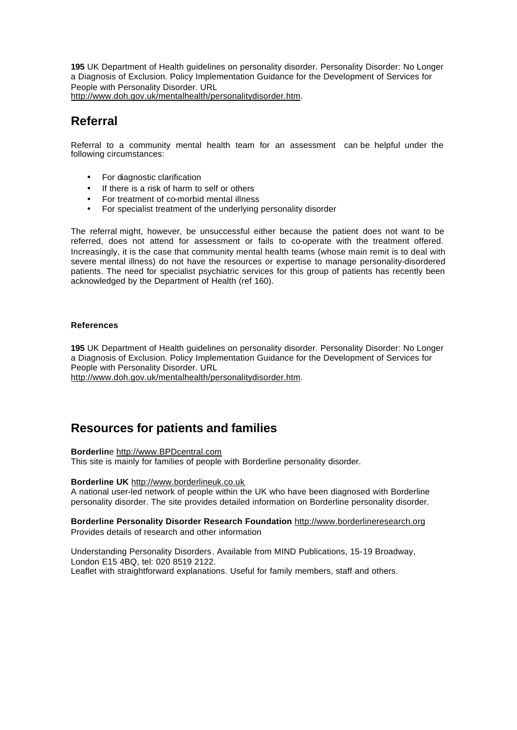**195** UK Department of Health guidelines on personality disorder. Personality Disorder: No Longer a Diagnosis of Exclusion. Policy Implementation Guidance for the Development of Services for People with Personality Disorder. URL http://www.doh.gov.uk/mentalhealth/personalitydisorder.htm.

## Referral

Referral to a community mental health team for an assessment can be helpful under the following circumstances:

- For diagnostic clarification
- If there is a risk of harm to self or others
- For treatment of co-morbid mental illness
- For specialist treatment of the underlying personality disorder

The referral might, however, be unsuccessful either because the patient does not want to be referred, does not attend for assessment or fails to co-operate with the treatment offered. Increasingly, it is the case that community mental health teams (whose main remit is to deal with severe mental illness) do not have the resources or expertise to manage personality-disordered patients. The need for specialist psychiatric services for this group of patients has recently been acknowledged by the Department of Health (ref 160).

**References**

**195** UK Department of Health guidelines on personality disorder. Personality Disorder: No Longer a Diagnosis of Exclusion. Policy Implementation Guidance for the Development of Services for People with Personality Disorder. URL http://www.doh.gov.uk/mentalhealth/personalitydisorder.htm.

## Resources for patients and families

**Borderline** http://www.BPDcentral.com
This site is mainly for families of people with Borderline personality disorder.

**Borderline UK** http://www.borderlineuk.co.uk
A national user-led network of people within the UK who have been diagnosed with Borderline personality disorder. The site provides detailed information on Borderline personality disorder.

**Borderline Personality Disorder Research Foundation** http://www.borderlineresearch.org
Provides details of research and other information

Understanding Personality Disorders. Available from MIND Publications, 15-19 Broadway, London E15 4BQ, tel: 020 8519 2122.
Leaflet with straightforward explanations. Useful for family members, staff and others.